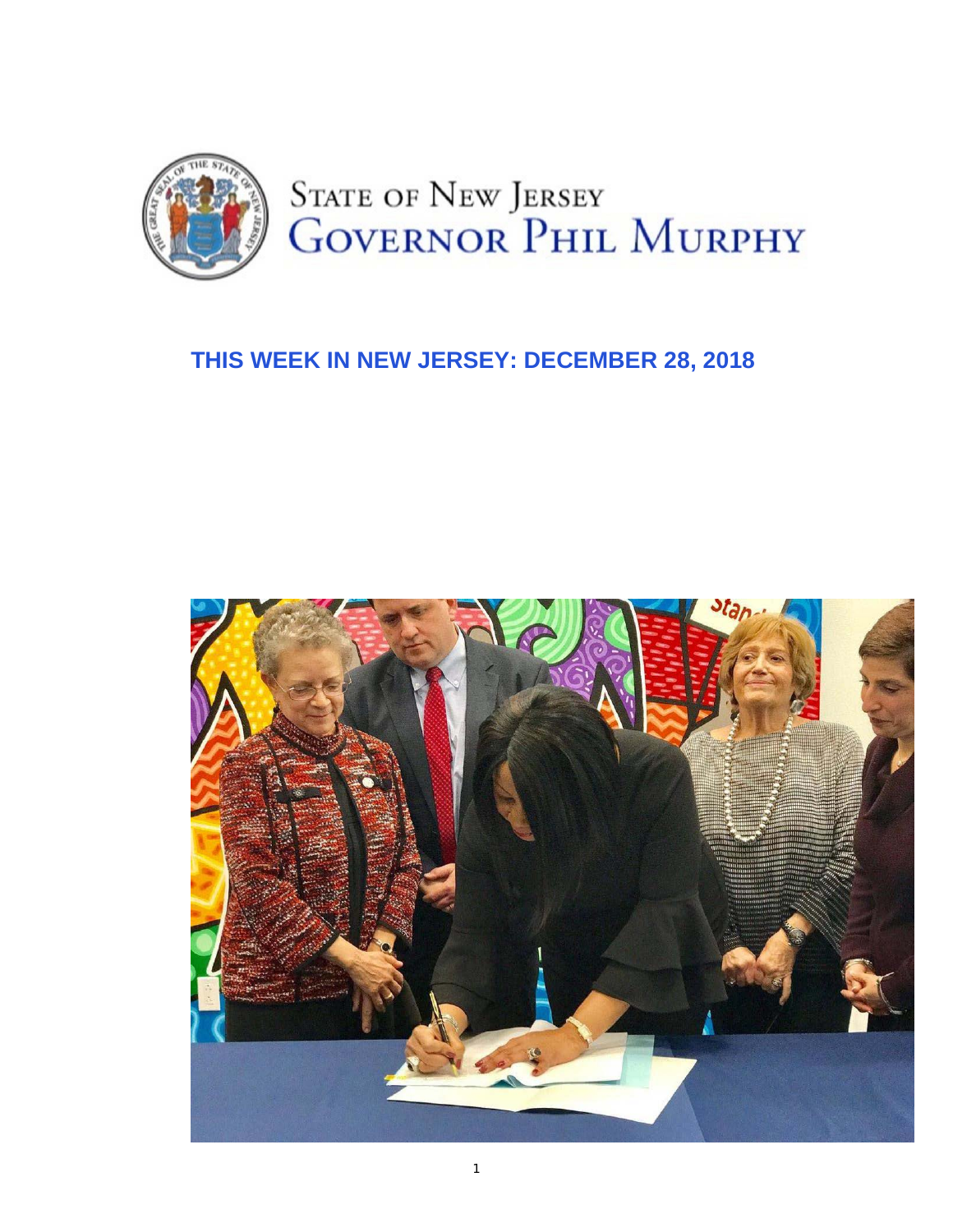State of New Jersey
Governor Phil Murphy

# THIS WEEK IN NEW JERSEY: DECEMBER 28, 2018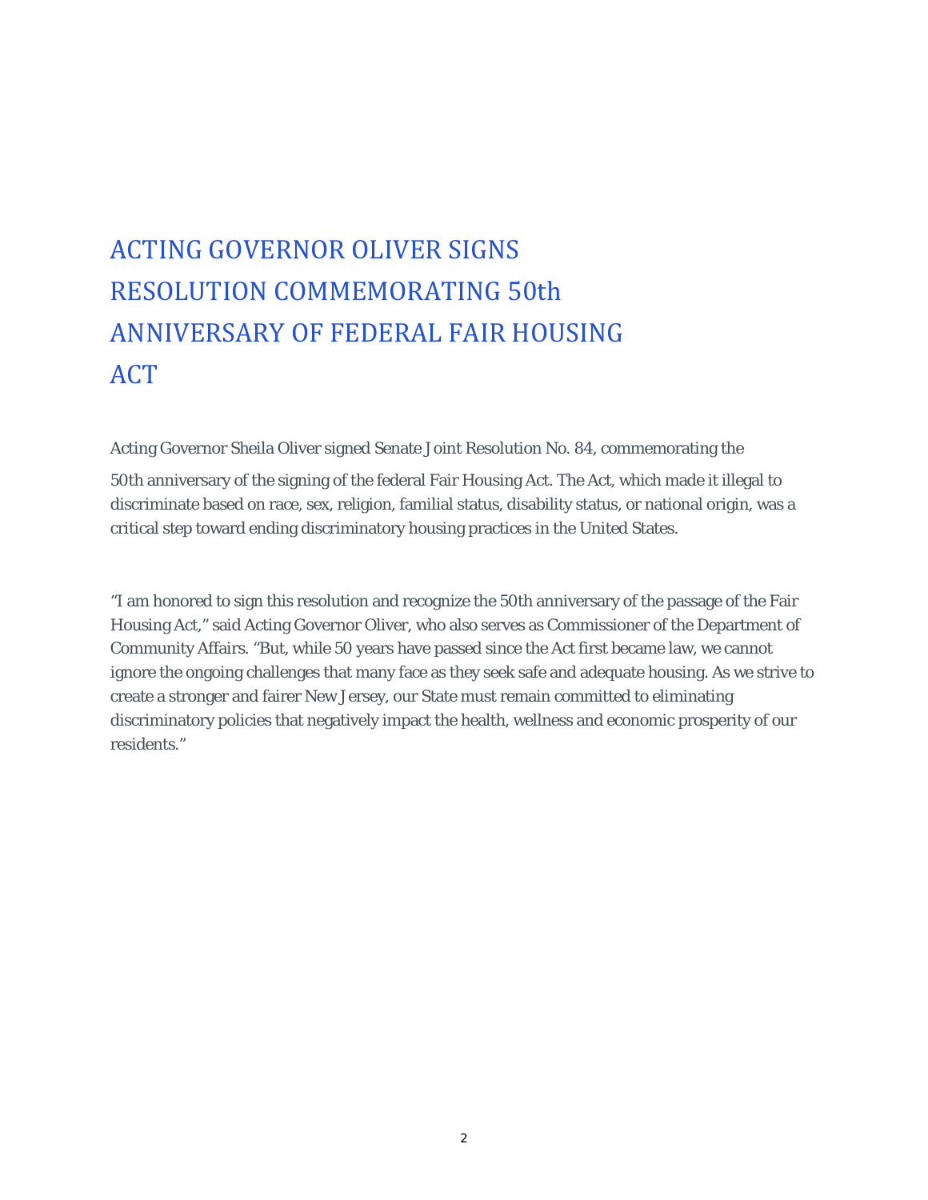# ACTING GOVERNOR OLIVER SIGNS RESOLUTION COMMEMORATING 50th ANNIVERSARY OF FEDERAL FAIR HOUSING ACT

Acting Governor Sheila Oliver signed Senate Joint Resolution No. 84, commemorating the 50th anniversary of the signing of the federal Fair Housing Act. The Act, which made it illegal to discriminate based on race, sex, religion, familial status, disability status, or national origin, was a critical step toward ending discriminatory housing practices in the United States.

"I am honored to sign this resolution and recognize the 50th anniversary of the passage of the Fair Housing Act," said Acting Governor Oliver, who also serves as Commissioner of the Department of Community Affairs. "But, while 50 years have passed since the Act first became law, we cannot ignore the ongoing challenges that many face as they seek safe and adequate housing. As we strive to create a stronger and fairer New Jersey, our State must remain committed to eliminating discriminatory policies that negatively impact the health, wellness and economic prosperity of our residents."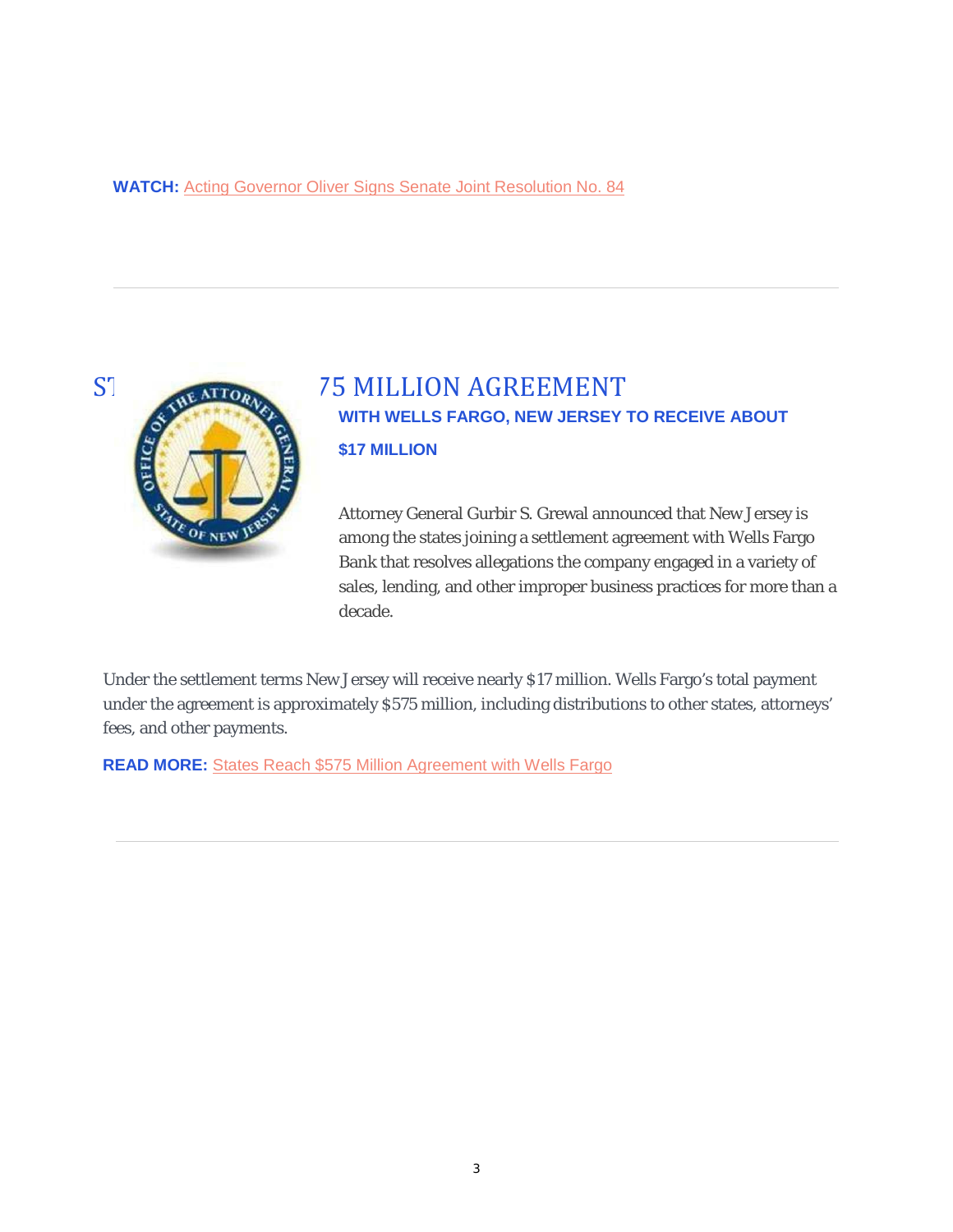**WATCH:** Acting Governor Oliver Signs Senate Joint Resolution No. 84

---

## ST 75 MILLION AGREEMENT

**WITH WELLS FARGO, NEW JERSEY TO RECEIVE ABOUT $17 MILLION**

Attorney General Gurbir S. Grewal announced that New Jersey is among the states joining a settlement agreement with Wells Fargo Bank that resolves allegations the company engaged in a variety of sales, lending, and other improper business practices for more than a decade.

Under the settlement terms New Jersey will receive nearly $17 million. Wells Fargo's total payment under the agreement is approximately $575 million, including distributions to other states, attorneys' fees, and other payments.

**READ MORE:** States Reach $575 Million Agreement with Wells Fargo

---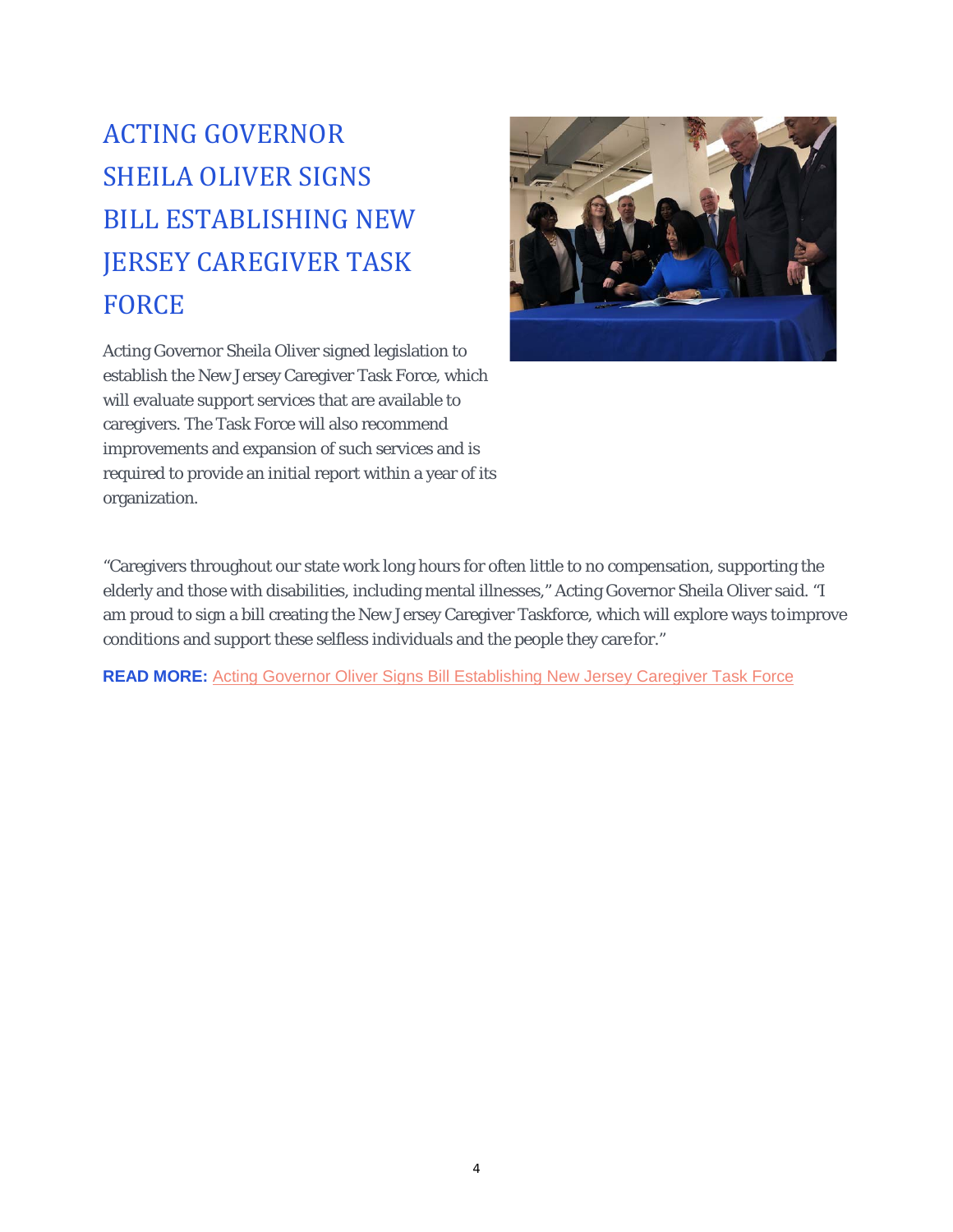# ACTING GOVERNOR SHEILA OLIVER SIGNS BILL ESTABLISHING NEW JERSEY CAREGIVER TASK FORCE

Acting Governor Sheila Oliver signed legislation to establish the New Jersey Caregiver Task Force, which will evaluate support services that are available to caregivers. The Task Force will also recommend improvements and expansion of such services and is required to provide an initial report within a year of its organization.

"Caregivers throughout our state work long hours for often little to no compensation, supporting the elderly and those with disabilities, including mental illnesses," Acting Governor Sheila Oliver said. "I am proud to sign a bill creating the New Jersey Caregiver Taskforce, which will explore ways to improve conditions and support these selfless individuals and the people they care for."

**READ MORE:** Acting Governor Oliver Signs Bill Establishing New Jersey Caregiver Task Force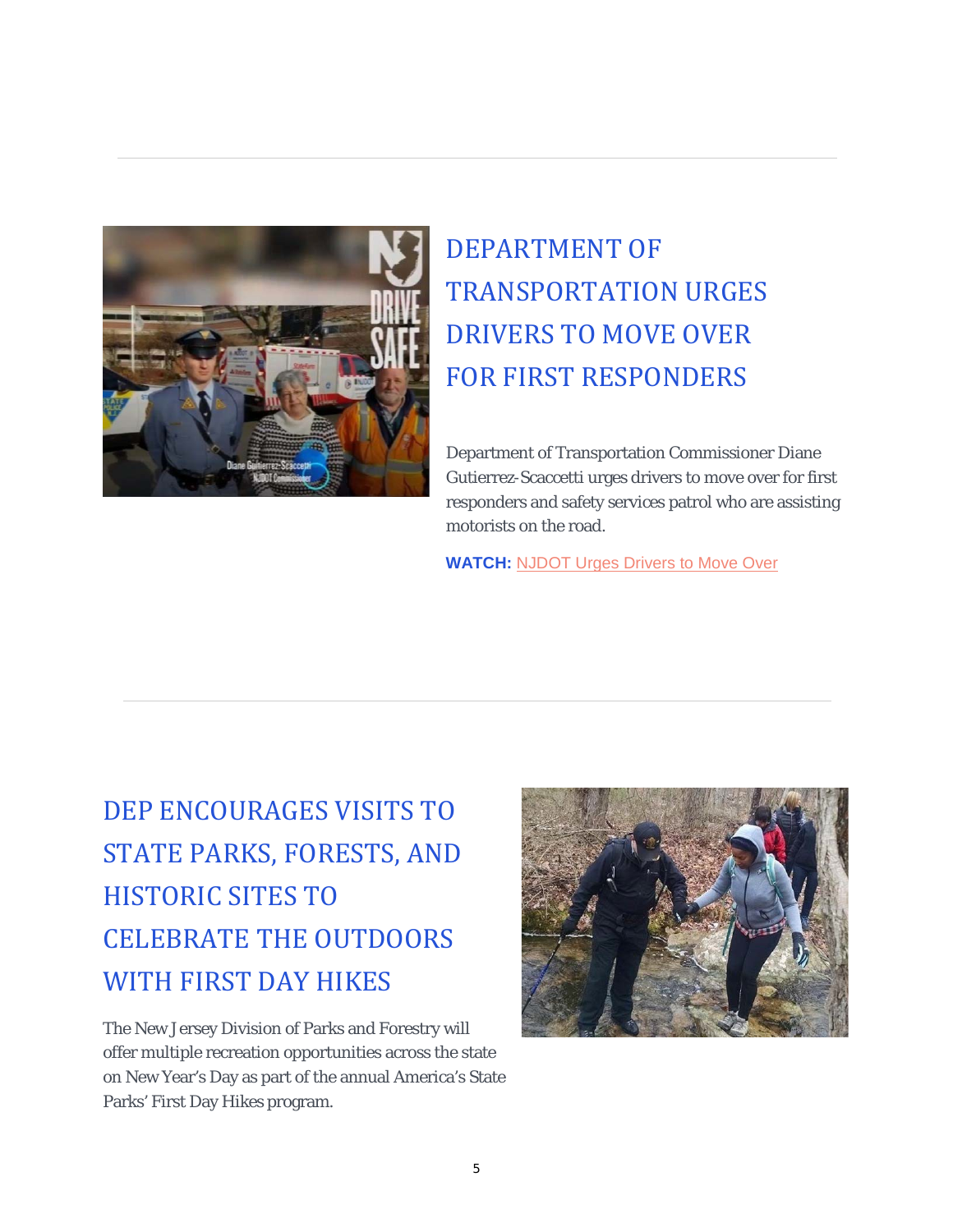## DEPARTMENT OF TRANSPORTATION URGES DRIVERS TO MOVE OVER FOR FIRST RESPONDERS

Department of Transportation Commissioner Diane Gutierrez-Scaccetti urges drivers to move over for first responders and safety services patrol who are assisting motorists on the road.

**WATCH:** NJDOT Urges Drivers to Move Over

## DEP ENCOURAGES VISITS TO STATE PARKS, FORESTS, AND HISTORIC SITES TO CELEBRATE THE OUTDOORS WITH FIRST DAY HIKES

The New Jersey Division of Parks and Forestry will offer multiple recreation opportunities across the state on New Year's Day as part of the annual America's State Parks' First Day Hikes program.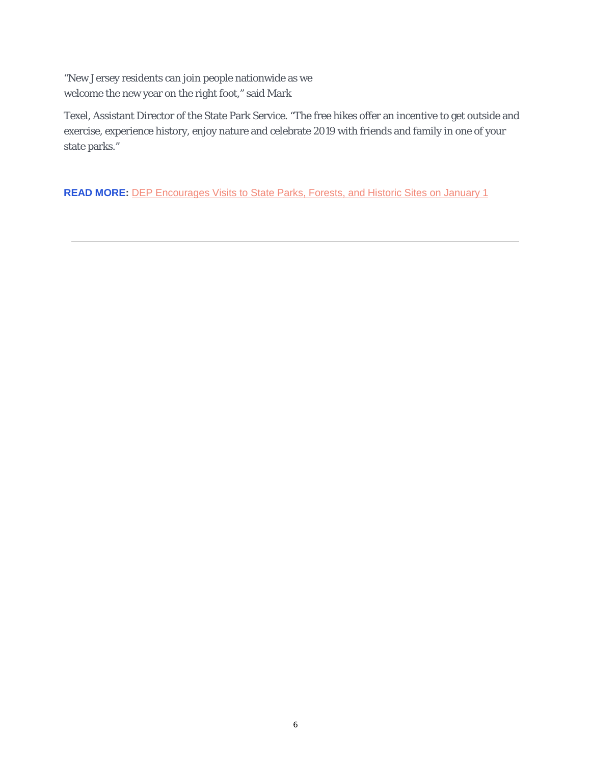"New Jersey residents can join people nationwide as we welcome the new year on the right foot," said Mark Texel, Assistant Director of the State Park Service. "The free hikes offer an incentive to get outside and exercise, experience history, enjoy nature and celebrate 2019 with friends and family in one of your state parks."

**READ MORE:** DEP Encourages Visits to State Parks, Forests, and Historic Sites on January 1

---